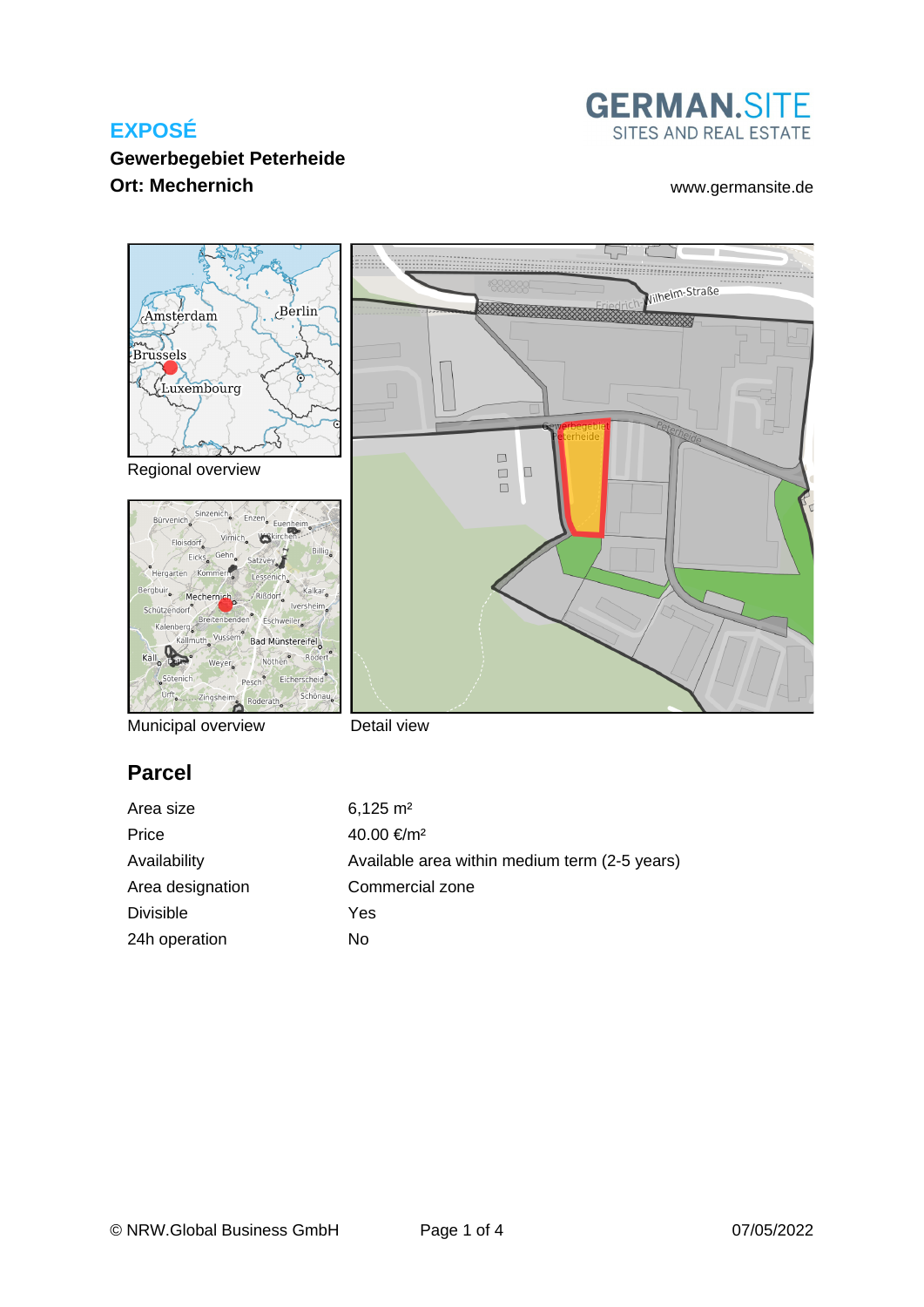EXPOSÉ

**Gewerbegebiet Peterheide**

**Ort: Mechernich**

GERMAN.SITE
SITES AND REAL ESTATE

www.germansite.de

Regional overview

Municipal overview

Detail view

## Parcel

| | |
|---|---|
| Area size | 6,125 m² |
| Price | 40.00 €/m² |
| Availability | Available area within medium term (2-5 years) |
| Area designation | Commercial zone |
| Divisible | Yes |
| 24h operation | No |

© NRW.Global Business GmbH 07/05/2022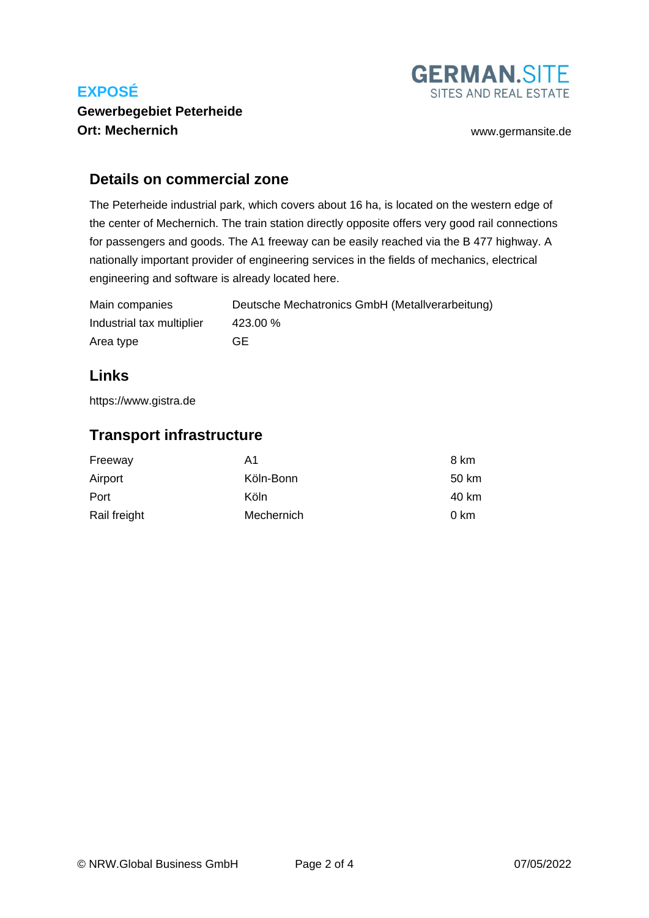## Details on commercial zone

The Peterheide industrial park, which covers about 16 ha, is located on the western edge of the center of Mechernich. The train station directly opposite offers very good rail connections for passengers and goods. The A1 freeway can be easily reached via the B 477 highway. A nationally important provider of engineering services in the fields of mechanics, electrical engineering and software is already located here.

| | |
|---|---|
| Main companies | Deutsche Mechatronics GmbH (Metallverarbeitung) |
| Industrial tax multiplier | 423.00 % |
| Area type | GE |

## Links

https://www.gistra.de

## Transport infrastructure

| | | |
|---|---|---|
| Freeway | A1 | 8 km |
| Airport | Köln-Bonn | 50 km |
| Port | Köln | 40 km |
| Rail freight | Mechernich | 0 km |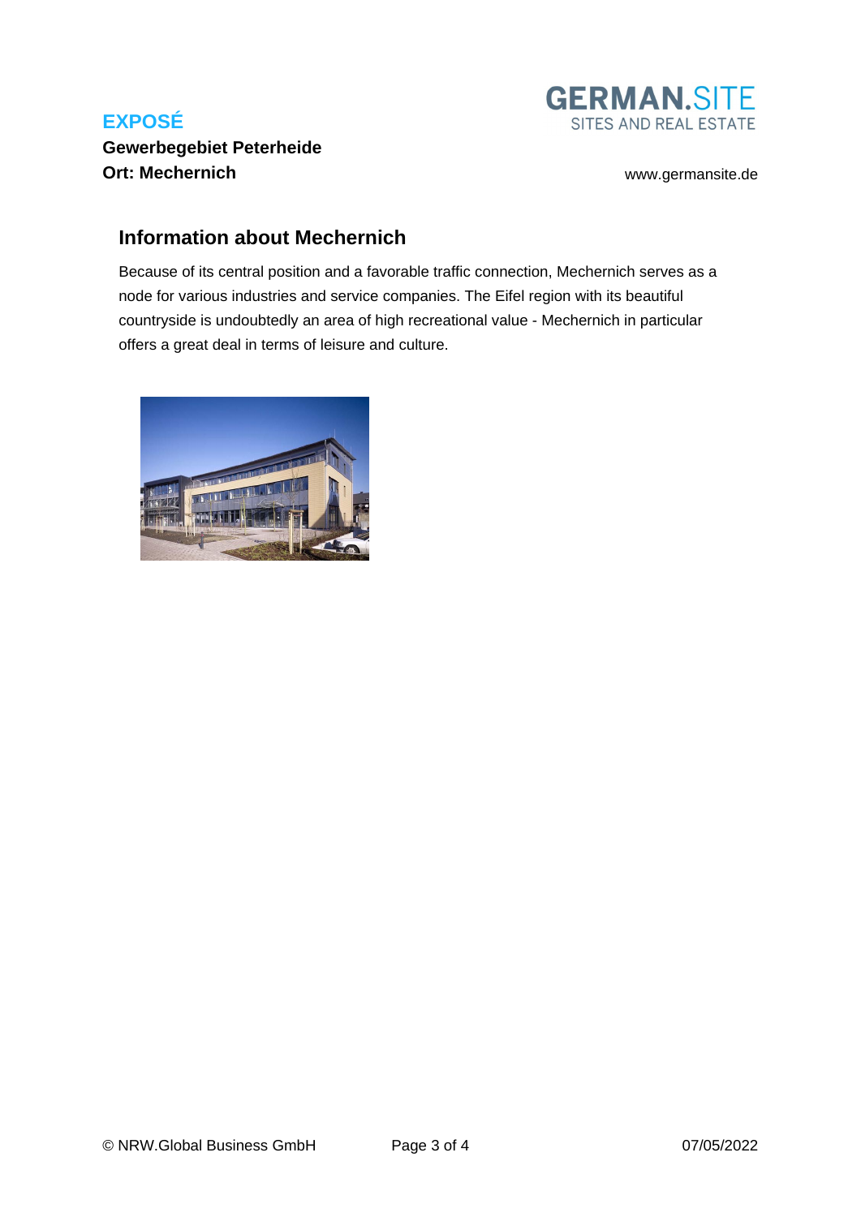## Information about Mechernich

Because of its central position and a favorable traffic connection, Mechernich serves as a node for various industries and service companies. The Eifel region with its beautiful countryside is undoubtedly an area of high recreational value - Mechernich in particular offers a great deal in terms of leisure and culture.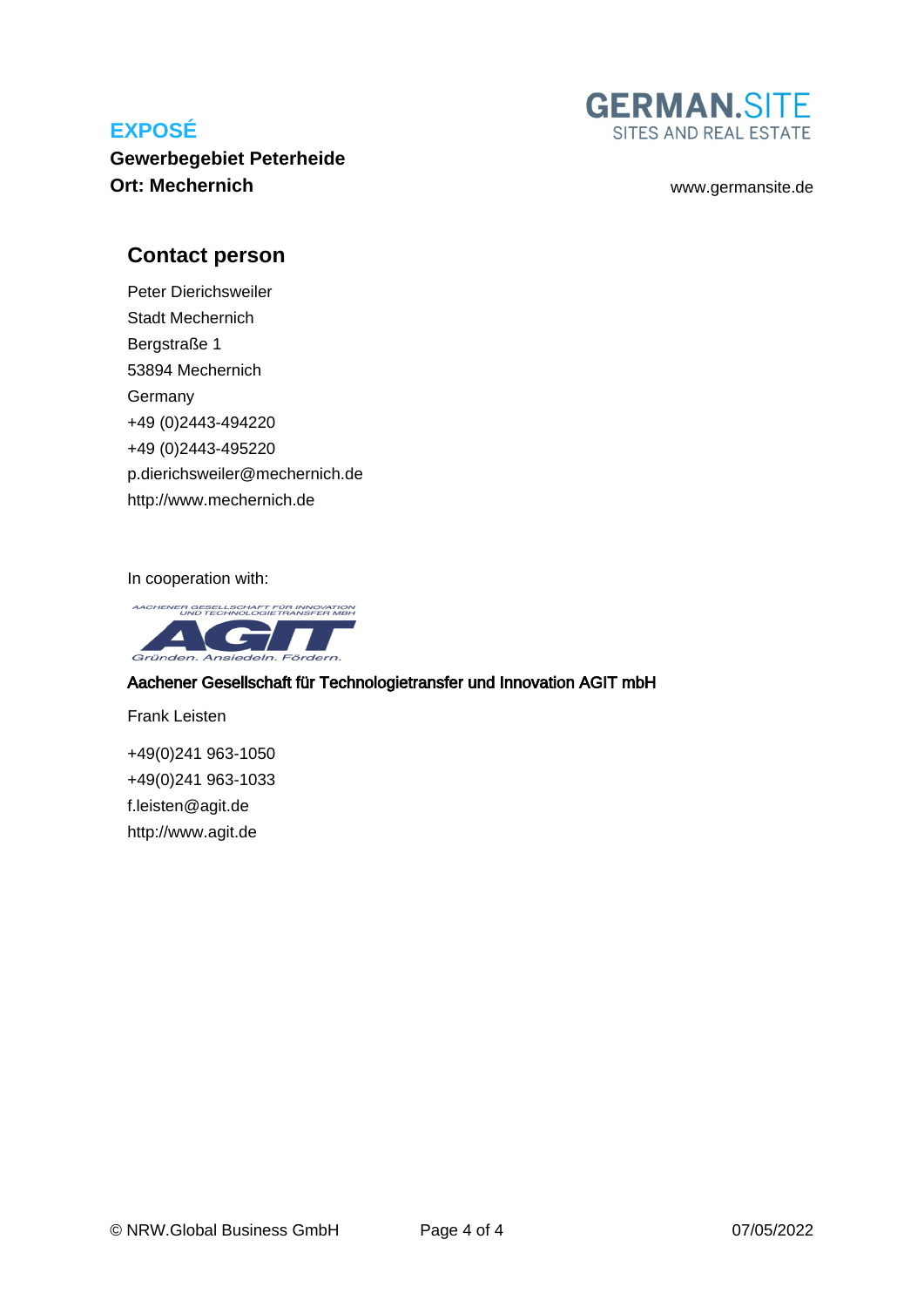## Contact person

Peter Dierichsweiler
Stadt Mechernich
Bergstraße 1
53894 Mechernich
Germany
+49 (0)2443-494220
+49 (0)2443-495220
p.dierichsweiler@mechernich.de
http://www.mechernich.de

In cooperation with:

**Aachener Gesellschaft für Technologietransfer und Innovation AGIT mbH**

Frank Leisten

+49(0)241 963-1050
+49(0)241 963-1033
f.leisten@agit.de
http://www.agit.de